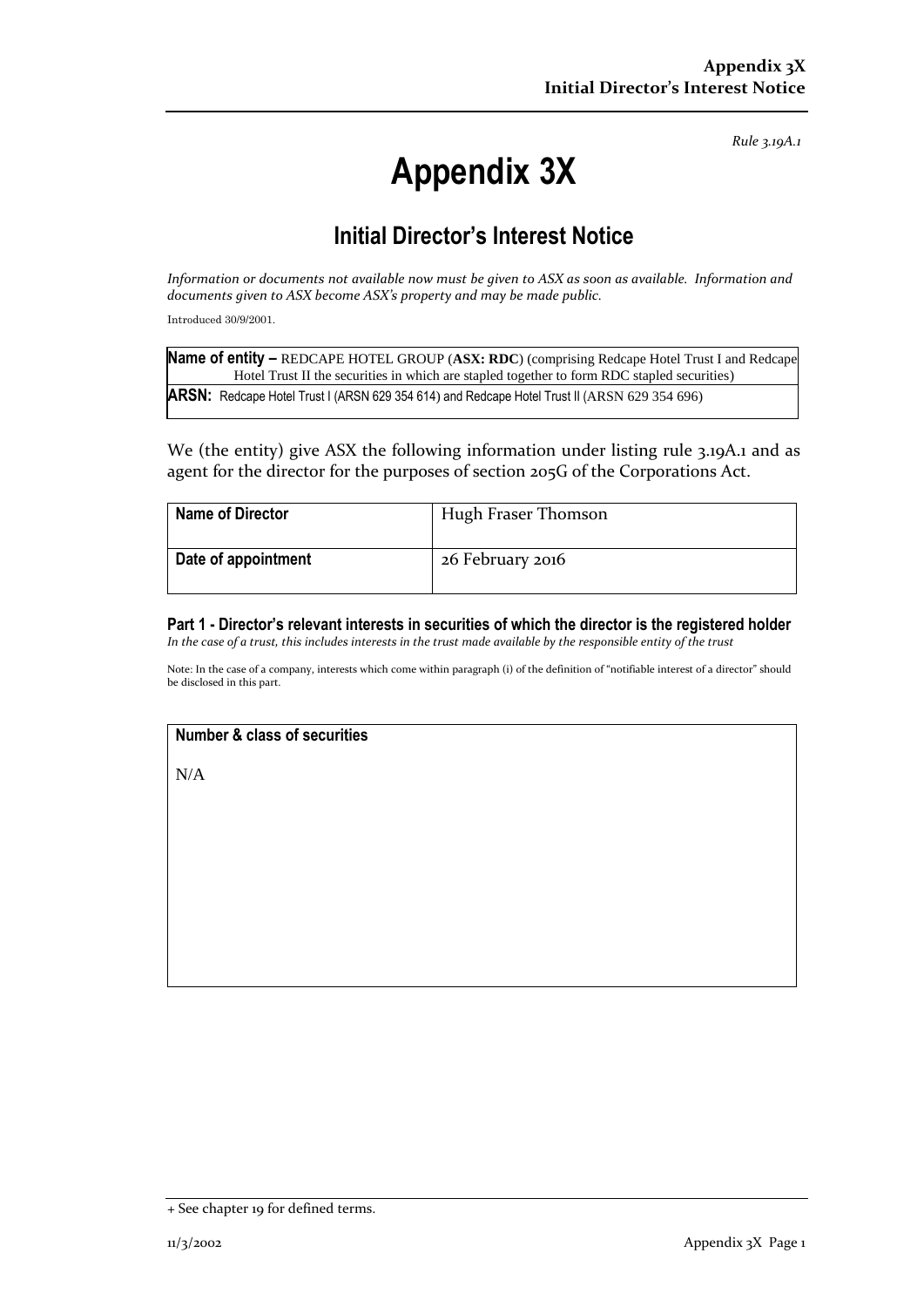Rule 3.19A.1

# Appendix 3X

## Initial Director's Interest Notice

*Information or documents not available now must be given to ASX as soon as available. Information and documents given to ASX become ASX's property and may be made public.*

Introduced 30/9/2001.

| |
|---|
| **Name of entity –** REDCAPE HOTEL GROUP (**ASX: RDC**) (comprising Redcape Hotel Trust I and Redcape Hotel Trust II the securities in which are stapled together to form RDC stapled securities) |
| **ARSN:** Redcape Hotel Trust I (ARSN 629 354 614) and Redcape Hotel Trust II (ARSN 629 354 696) |

We (the entity) give ASX the following information under listing rule 3.19A.1 and as agent for the director for the purposes of section 205G of the Corporations Act.

| | |
|---|---|
| **Name of Director** | Hugh Fraser Thomson |
| **Date of appointment** | 26 February 2016 |

### Part 1 - Director's relevant interests in securities of which the director is the registered holder

*In the case of a trust, this includes interests in the trust made available by the responsible entity of the trust*

Note: In the case of a company, interests which come within paragraph (i) of the definition of "notifiable interest of a director" should be disclosed in this part.

| **Number & class of securities** |
|---|
| N/A |

+ See chapter 19 for defined terms.

11/3/2002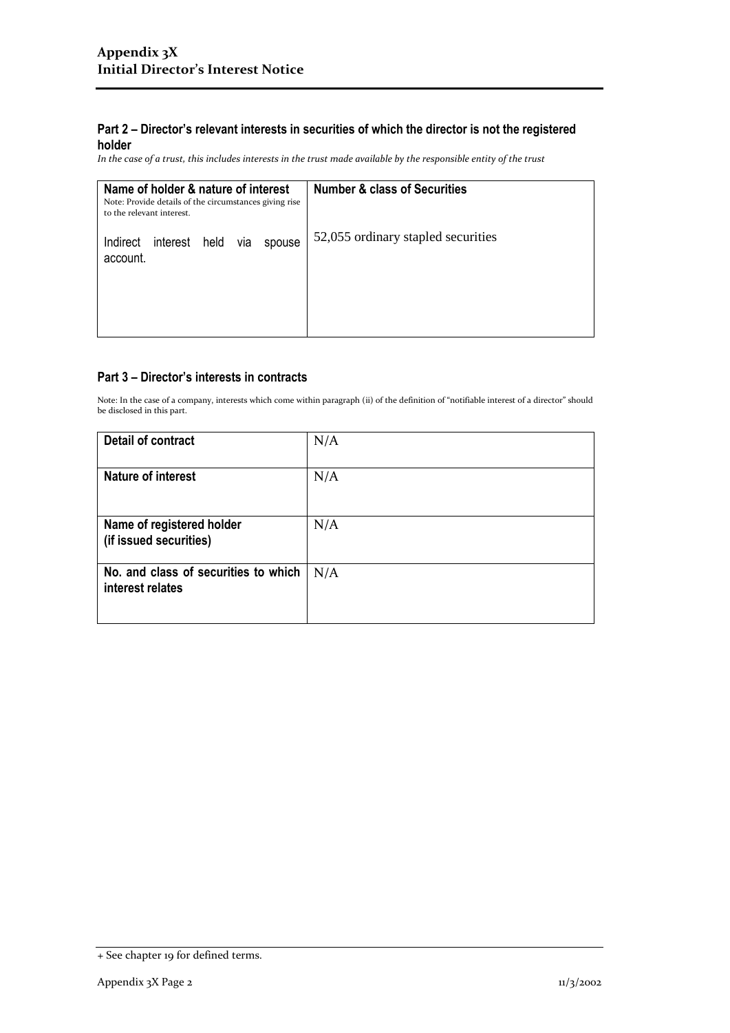## Part 2 – Director's relevant interests in securities of which the director is not the registered holder

*In the case of a trust, this includes interests in the trust made available by the responsible entity of the trust*

| Name of holder & nature of interest<br>Note: Provide details of the circumstances giving rise to the relevant interest. | Number & class of Securities |
|---|---|
| Indirect interest held via spouse account. | 52,055 ordinary stapled securities |

## Part 3 – Director's interests in contracts

Note: In the case of a company, interests which come within paragraph (ii) of the definition of "notifiable interest of a director" should be disclosed in this part.

| | |
|---|---|
| **Detail of contract** | N/A |
| **Nature of interest** | N/A |
| **Name of registered holder (if issued securities)** | N/A |
| **No. and class of securities to which interest relates** | N/A |

+ See chapter 19 for defined terms.